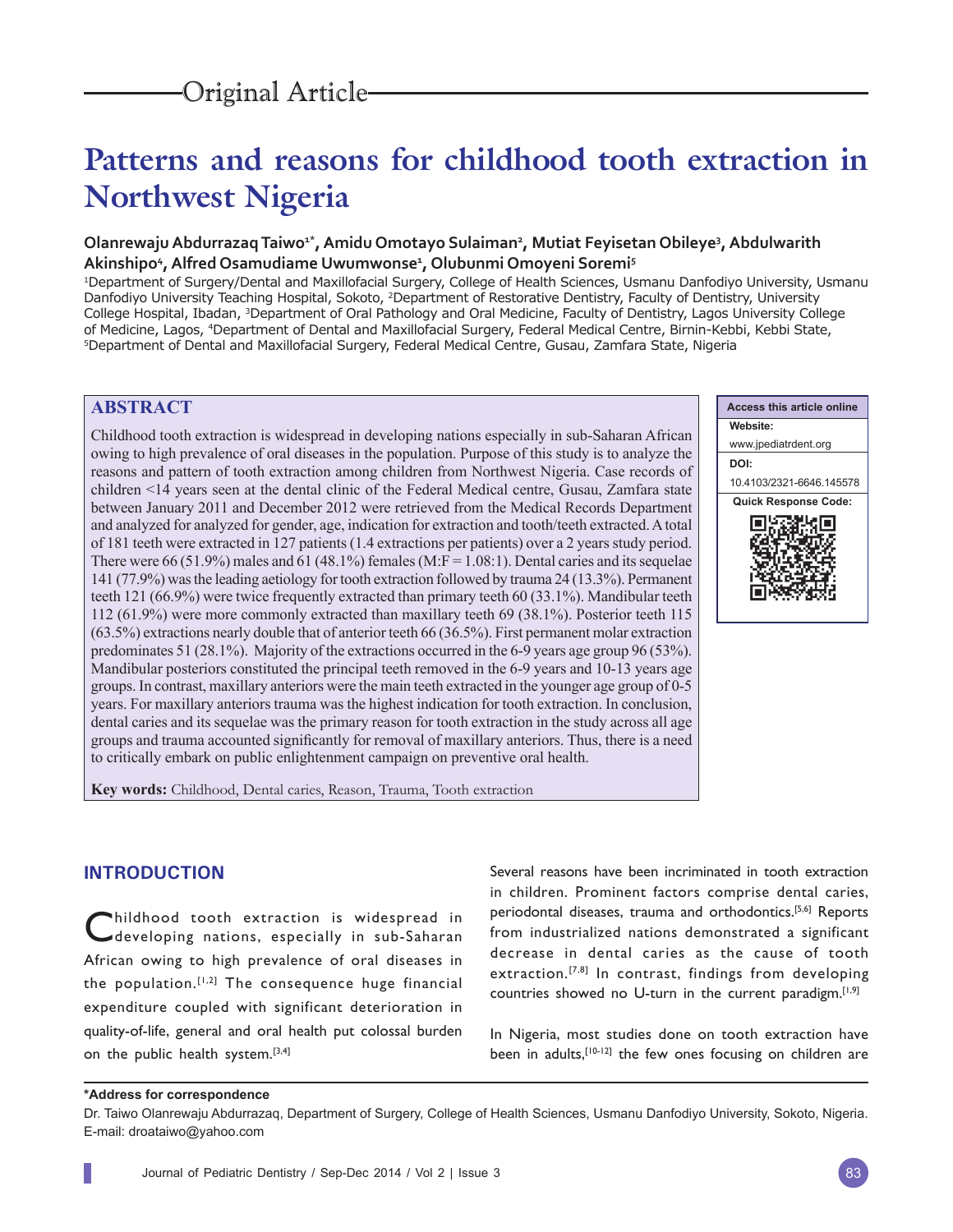Original Article

# Patterns and reasons for childhood tooth extraction in Northwest Nigeria

**Olanrewaju Abdurrazaq Taiwo[1*], Amidu Omotayo Sulaiman[2], Mutiat Feyisetan Obileye[3], Abdulwarith Akinshipo[4], Alfred Osamudiame Uwumwonse[1], Olubunmi Omoyeni Soremi[5]**

[1]Department of Surgery/Dental and Maxillofacial Surgery, College of Health Sciences, Usmanu Danfodiyo University, Usmanu Danfodiyo University Teaching Hospital, Sokoto, [2]Department of Restorative Dentistry, Faculty of Dentistry, University College Hospital, Ibadan, [3]Department of Oral Pathology and Oral Medicine, Faculty of Dentistry, Lagos University College of Medicine, Lagos, [4]Department of Dental and Maxillofacial Surgery, Federal Medical Centre, Birnin-Kebbi, Kebbi State, [5]Department of Dental and Maxillofacial Surgery, Federal Medical Centre, Gusau, Zamfara State, Nigeria

## ABSTRACT

Childhood tooth extraction is widespread in developing nations especially in sub-Saharan African owing to high prevalence of oral diseases in the population. Purpose of this study is to analyze the reasons and pattern of tooth extraction among children from Northwest Nigeria. Case records of children <14 years seen at the dental clinic of the Federal Medical centre, Gusau, Zamfara state between January 2011 and December 2012 were retrieved from the Medical Records Department and analyzed for analyzed for gender, age, indication for extraction and tooth/teeth extracted. A total of 181 teeth were extracted in 127 patients (1.4 extractions per patients) over a 2 years study period. There were 66 (51.9%) males and 61 (48.1%) females (M:F = 1.08:1). Dental caries and its sequelae 141 (77.9%) was the leading aetiology for tooth extraction followed by trauma 24 (13.3%). Permanent teeth 121 (66.9%) were twice frequently extracted than primary teeth 60 (33.1%). Mandibular teeth 112 (61.9%) were more commonly extracted than maxillary teeth 69 (38.1%). Posterior teeth 115 (63.5%) extractions nearly double that of anterior teeth 66 (36.5%). First permanent molar extraction predominates 51 (28.1%). Majority of the extractions occurred in the 6-9 years age group 96 (53%). Mandibular posteriors constituted the principal teeth removed in the 6-9 years and 10-13 years age groups. In contrast, maxillary anteriors were the main teeth extracted in the younger age group of 0-5 years. For maxillary anteriors trauma was the highest indication for tooth extraction. In conclusion, dental caries and its sequelae was the primary reason for tooth extraction in the study across all age groups and trauma accounted significantly for removal of maxillary anteriors. Thus, there is a need to critically embark on public enlightenment campaign on preventive oral health.

**Key words:** Childhood, Dental caries, Reason, Trauma, Tooth extraction

| Access this article online |
|---|
| **Website:** www.jpediatrdent.org |
| **DOI:** 10.4103/2321-6646.145578 |
| **Quick Response Code:** |

## INTRODUCTION

Childhood tooth extraction is widespread in developing nations, especially in sub-Saharan African owing to high prevalence of oral diseases in the population.[1,2] The consequence huge financial expenditure coupled with significant deterioration in quality-of-life, general and oral health put colossal burden on the public health system.[3,4]

Several reasons have been incriminated in tooth extraction in children. Prominent factors comprise dental caries, periodontal diseases, trauma and orthodontics.[5,6] Reports from industrialized nations demonstrated a significant decrease in dental caries as the cause of tooth extraction.[7,8] In contrast, findings from developing countries showed no U-turn in the current paradigm.[1,9]

In Nigeria, most studies done on tooth extraction have been in adults,[10-12] the few ones focusing on children are

**\*Address for correspondence**

Dr. Taiwo Olanrewaju Abdurrazaq, Department of Surgery, College of Health Sciences, Usmanu Danfodiyo University, Sokoto, Nigeria. E-mail: droataiwo@yahoo.com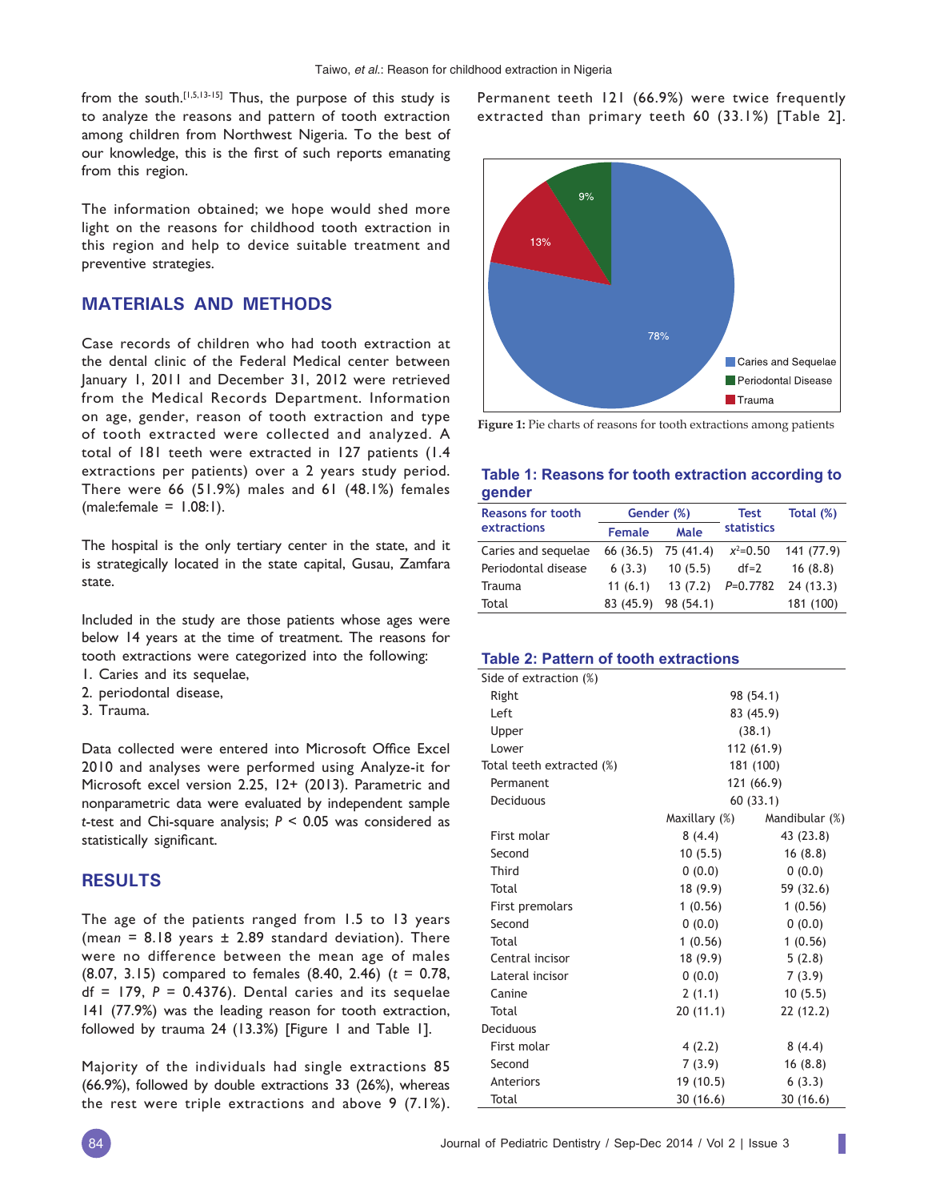from the south.[1,5,13-15] Thus, the purpose of this study is to analyze the reasons and pattern of tooth extraction among children from Northwest Nigeria. To the best of our knowledge, this is the first of such reports emanating from this region.

The information obtained; we hope would shed more light on the reasons for childhood tooth extraction in this region and help to device suitable treatment and preventive strategies.

## MATERIALS AND METHODS

Case records of children who had tooth extraction at the dental clinic of the Federal Medical center between January 1, 2011 and December 31, 2012 were retrieved from the Medical Records Department. Information on age, gender, reason of tooth extraction and type of tooth extracted were collected and analyzed. A total of 181 teeth were extracted in 127 patients (1.4 extractions per patients) over a 2 years study period. There were 66 (51.9%) males and 61 (48.1%) females (male:female = 1.08:1).

The hospital is the only tertiary center in the state, and it is strategically located in the state capital, Gusau, Zamfara state.

Included in the study are those patients whose ages were below 14 years at the time of treatment. The reasons for tooth extractions were categorized into the following:

1. Caries and its sequelae,
2. periodontal disease,
3. Trauma.

Data collected were entered into Microsoft Office Excel 2010 and analyses were performed using Analyze-it for Microsoft excel version 2.25, 12+ (2013). Parametric and nonparametric data were evaluated by independent sample *t*-test and Chi-square analysis; $P < 0.05$ was considered as statistically significant.

## RESULTS

The age of the patients ranged from 1.5 to 13 years (mean = 8.18 years ± 2.89 standard deviation). There were no difference between the mean age of males (8.07, 3.15) compared to females (8.40, 2.46) ($t = 0.78$, df = 179, $P = 0.4376$). Dental caries and its sequelae 141 (77.9%) was the leading reason for tooth extraction, followed by trauma 24 (13.3%) [Figure 1 and Table 1].

Majority of the individuals had single extractions 85 (66.9%), followed by double extractions 33 (26%), whereas the rest were triple extractions and above 9 (7.1%). Permanent teeth 121 (66.9%) were twice frequently extracted than primary teeth 60 (33.1%) [Table 2].

**Figure 1:** Pie charts of reasons for tooth extractions among patients

### Table 1: Reasons for tooth extraction according to gender

| Reasons for tooth extractions | Gender (%) | | Test statistics | Total (%) |
|---|---|---|---|---|
| | Female | Male | | |
| Caries and sequelae | 66 (36.5) | 75 (41.4) | $x^2$=0.50 | 141 (77.9) |
| Periodontal disease | 6 (3.3) | 10 (5.5) | df=2 | 16 (8.8) |
| Trauma | 11 (6.1) | 13 (7.2) | $P$=0.7782 | 24 (13.3) |
| Total | 83 (45.9) | 98 (54.1) | | 181 (100) |

### Table 2: Pattern of tooth extractions

| | | |
|---|---|---|
| Side of extraction (%) | | |
| Right | 98 (54.1) | |
| Left | 83 (45.9) | |
| Upper | (38.1) | |
| Lower | 112 (61.9) | |
| Total teeth extracted (%) | 181 (100) | |
| Permanent | 121 (66.9) | |
| Deciduous | 60 (33.1) | |
| | Maxillary (%) | Mandibular (%) |
| First molar | 8 (4.4) | 43 (23.8) |
| Second | 10 (5.5) | 16 (8.8) |
| Third | 0 (0.0) | 0 (0.0) |
| Total | 18 (9.9) | 59 (32.6) |
| First premolars | 1 (0.56) | 1 (0.56) |
| Second | 0 (0.0) | 0 (0.0) |
| Total | 1 (0.56) | 1 (0.56) |
| Central incisor | 18 (9.9) | 5 (2.8) |
| Lateral incisor | 0 (0.0) | 7 (3.9) |
| Canine | 2 (1.1) | 10 (5.5) |
| Total | 20 (11.1) | 22 (12.2) |
| Deciduous | | |
| First molar | 4 (2.2) | 8 (4.4) |
| Second | 7 (3.9) | 16 (8.8) |
| Anteriors | 19 (10.5) | 6 (3.3) |
| Total | 30 (16.6) | 30 (16.6) |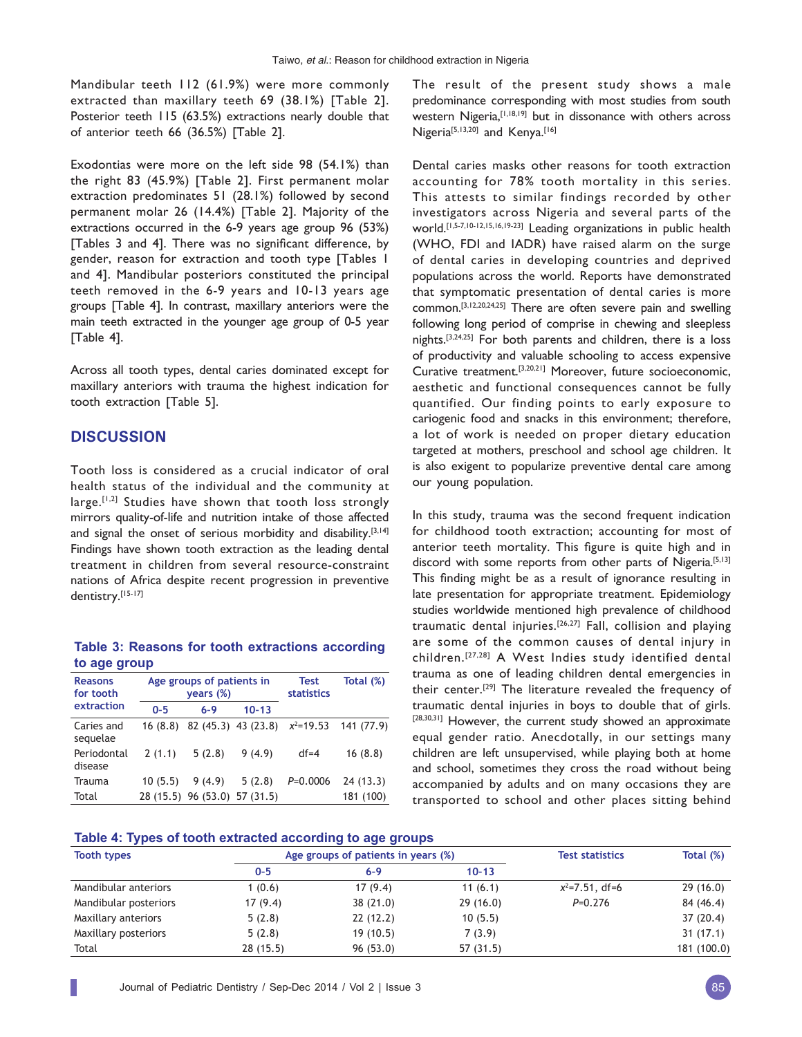Mandibular teeth 112 (61.9%) were more commonly extracted than maxillary teeth 69 (38.1%) [Table 2]. Posterior teeth 115 (63.5%) extractions nearly double that of anterior teeth 66 (36.5%) [Table 2].

Exodontias were more on the left side 98 (54.1%) than the right 83 (45.9%) [Table 2]. First permanent molar extraction predominates 51 (28.1%) followed by second permanent molar 26 (14.4%) [Table 2]. Majority of the extractions occurred in the 6-9 years age group 96 (53%) [Tables 3 and 4]. There was no significant difference, by gender, reason for extraction and tooth type [Tables 1 and 4]. Mandibular posteriors constituted the principal teeth removed in the 6-9 years and 10-13 years age groups [Table 4]. In contrast, maxillary anteriors were the main teeth extracted in the younger age group of 0-5 year [Table 4].

Across all tooth types, dental caries dominated except for maxillary anteriors with trauma the highest indication for tooth extraction [Table 5].

## DISCUSSION

Tooth loss is considered as a crucial indicator of oral health status of the individual and the community at large.[1,2] Studies have shown that tooth loss strongly mirrors quality-of-life and nutrition intake of those affected and signal the onset of serious morbidity and disability.[3,14] Findings have shown tooth extraction as the leading dental treatment in children from several resource-constraint nations of Africa despite recent progression in preventive dentistry.[15-17]

**Table 3: Reasons for tooth extractions according to age group**

| Reasons for tooth extraction | Age groups of patients in years (%) | | | Test statistics | Total (%) |
|---|---|---|---|---|---|
| | 0-5 | 6-9 | 10-13 | | |
| Caries and sequelae | 16 (8.8) | 82 (45.3) | 43 (23.8) | $x^2$=19.53 | 141 (77.9) |
| Periodontal disease | 2 (1.1) | 5 (2.8) | 9 (4.9) | df=4 | 16 (8.8) |
| Trauma | 10 (5.5) | 9 (4.9) | 5 (2.8) | $P$=0.0006 | 24 (13.3) |
| Total | 28 (15.5) | 96 (53.0) | 57 (31.5) | | 181 (100) |

The result of the present study shows a male predominance corresponding with most studies from south western Nigeria,[1,18,19] but in dissonance with others across Nigeria[5,13,20] and Kenya.[16]

Dental caries masks other reasons for tooth extraction accounting for 78% tooth mortality in this series. This attests to similar findings recorded by other investigators across Nigeria and several parts of the world.[1,5-7,10-12,15,16,19-23] Leading organizations in public health (WHO, FDI and IADR) have raised alarm on the surge of dental caries in developing countries and deprived populations across the world. Reports have demonstrated that symptomatic presentation of dental caries is more common.[3,12,20,24,25] There are often severe pain and swelling following long period of comprise in chewing and sleepless nights.[3,24,25] For both parents and children, there is a loss of productivity and valuable schooling to access expensive Curative treatment.[3,20,21] Moreover, future socioeconomic, aesthetic and functional consequences cannot be fully quantified. Our finding points to early exposure to cariogenic food and snacks in this environment; therefore, a lot of work is needed on proper dietary education targeted at mothers, preschool and school age children. It is also exigent to popularize preventive dental care among our young population.

In this study, trauma was the second frequent indication for childhood tooth extraction; accounting for most of anterior teeth mortality. This figure is quite high and in discord with some reports from other parts of Nigeria.[5,13] This finding might be as a result of ignorance resulting in late presentation for appropriate treatment. Epidemiology studies worldwide mentioned high prevalence of childhood traumatic dental injuries.[26,27] Fall, collision and playing are some of the common causes of dental injury in children.[27,28] A West Indies study identified dental trauma as one of leading children dental emergencies in their center.[29] The literature revealed the frequency of traumatic dental injuries in boys to double that of girls.[28,30,31] However, the current study showed an approximate equal gender ratio. Anecdotally, in our settings many children are left unsupervised, while playing both at home and school, sometimes they cross the road without being accompanied by adults and on many occasions they are transported to school and other places sitting behind

**Table 4: Types of tooth extracted according to age groups**

| Tooth types | Age groups of patients in years (%) | | | Test statistics | Total (%) |
|---|---|---|---|---|---|
| | 0-5 | 6-9 | 10-13 | | |
| Mandibular anteriors | 1 (0.6) | 17 (9.4) | 11 (6.1) | $x^2$=7.51, df=6 | 29 (16.0) |
| Mandibular posteriors | 17 (9.4) | 38 (21.0) | 29 (16.0) | $P$=0.276 | 84 (46.4) |
| Maxillary anteriors | 5 (2.8) | 22 (12.2) | 10 (5.5) | | 37 (20.4) |
| Maxillary posteriors | 5 (2.8) | 19 (10.5) | 7 (3.9) | | 31 (17.1) |
| Total | 28 (15.5) | 96 (53.0) | 57 (31.5) | | 181 (100.0) |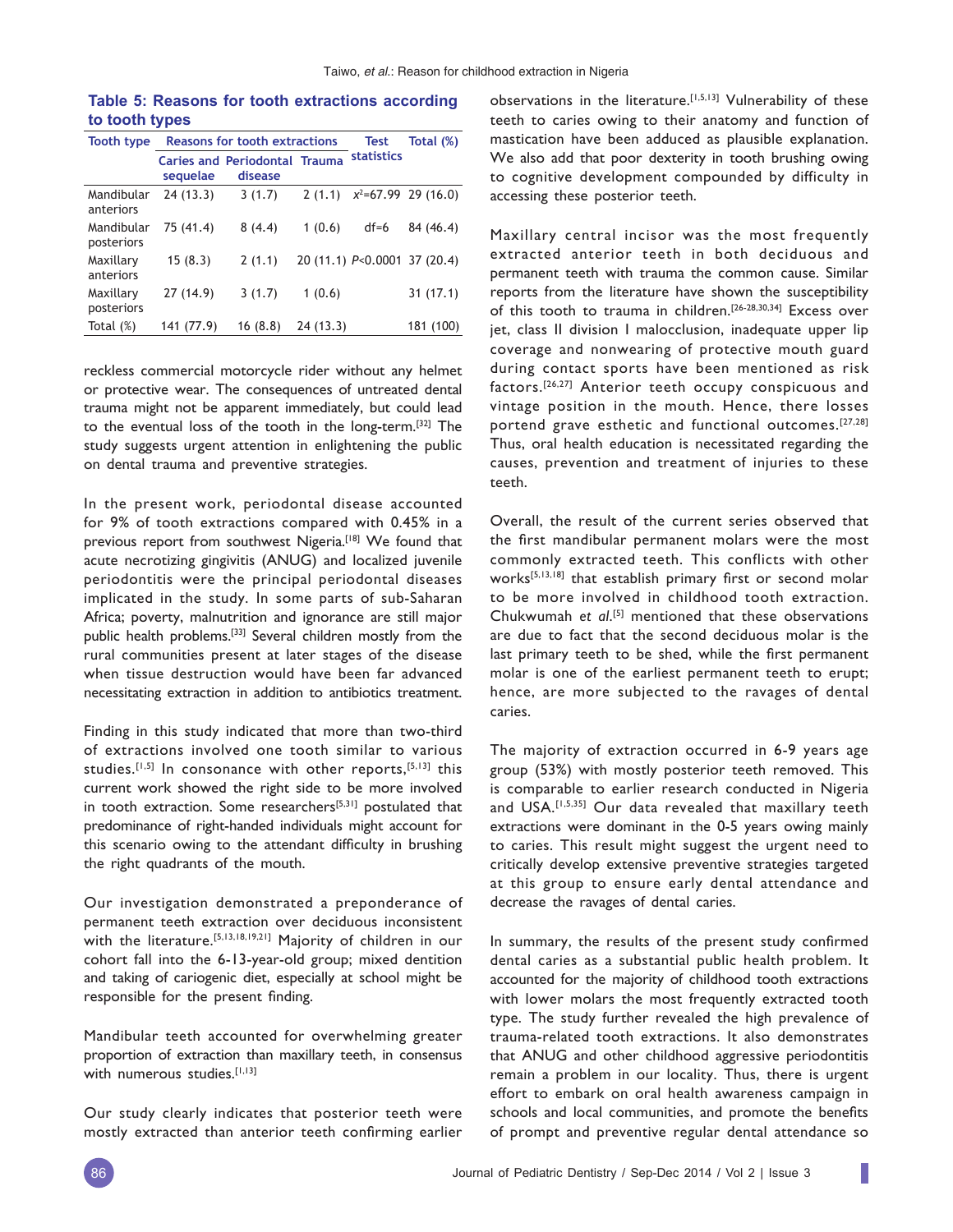**Table 5: Reasons for tooth extractions according to tooth types**

| Tooth type | Reasons for tooth extractions | | | Test statistics | Total (%) |
|---|---|---|---|---|---|
| | Caries and sequelae | Periodontal disease | Trauma | | |
| Mandibular anteriors | 24 (13.3) | 3 (1.7) | 2 (1.1) | $x^2$=67.99 | 29 (16.0) |
| Mandibular posteriors | 75 (41.4) | 8 (4.4) | 1 (0.6) | df=6 | 84 (46.4) |
| Maxillary anteriors | 15 (8.3) | 2 (1.1) | 20 (11.1) | $P$<0.0001 | 37 (20.4) |
| Maxillary posteriors | 27 (14.9) | 3 (1.7) | 1 (0.6) | | 31 (17.1) |
| Total (%) | 141 (77.9) | 16 (8.8) | 24 (13.3) | | 181 (100) |

reckless commercial motorcycle rider without any helmet or protective wear. The consequences of untreated dental trauma might not be apparent immediately, but could lead to the eventual loss of the tooth in the long-term.[32] The study suggests urgent attention in enlightening the public on dental trauma and preventive strategies.

In the present work, periodontal disease accounted for 9% of tooth extractions compared with 0.45% in a previous report from southwest Nigeria.[18] We found that acute necrotizing gingivitis (ANUG) and localized juvenile periodontitis were the principal periodontal diseases implicated in the study. In some parts of sub-Saharan Africa; poverty, malnutrition and ignorance are still major public health problems.[33] Several children mostly from the rural communities present at later stages of the disease when tissue destruction would have been far advanced necessitating extraction in addition to antibiotics treatment.

Finding in this study indicated that more than two-third of extractions involved one tooth similar to various studies.[1,5] In consonance with other reports,[5,13] this current work showed the right side to be more involved in tooth extraction. Some researchers[5,31] postulated that predominance of right-handed individuals might account for this scenario owing to the attendant difficulty in brushing the right quadrants of the mouth.

Our investigation demonstrated a preponderance of permanent teeth extraction over deciduous inconsistent with the literature.[5,13,18,19,21] Majority of children in our cohort fall into the 6-13-year-old group; mixed dentition and taking of cariogenic diet, especially at school might be responsible for the present finding.

Mandibular teeth accounted for overwhelming greater proportion of extraction than maxillary teeth, in consensus with numerous studies.[1,13]

Our study clearly indicates that posterior teeth were mostly extracted than anterior teeth confirming earlier observations in the literature.[1,5,13] Vulnerability of these teeth to caries owing to their anatomy and function of mastication have been adduced as plausible explanation. We also add that poor dexterity in tooth brushing owing to cognitive development compounded by difficulty in accessing these posterior teeth.

Maxillary central incisor was the most frequently extracted anterior teeth in both deciduous and permanent teeth with trauma the common cause. Similar reports from the literature have shown the susceptibility of this tooth to trauma in children.[26-28,30,34] Excess over jet, class II division I malocclusion, inadequate upper lip coverage and nonwearing of protective mouth guard during contact sports have been mentioned as risk factors.[26,27] Anterior teeth occupy conspicuous and vintage position in the mouth. Hence, there losses portend grave esthetic and functional outcomes.[27,28] Thus, oral health education is necessitated regarding the causes, prevention and treatment of injuries to these teeth.

Overall, the result of the current series observed that the first mandibular permanent molars were the most commonly extracted teeth. This conflicts with other works[5,13,18] that establish primary first or second molar to be more involved in childhood tooth extraction. Chukwumah *et al*.[5] mentioned that these observations are due to fact that the second deciduous molar is the last primary teeth to be shed, while the first permanent molar is one of the earliest permanent teeth to erupt; hence, are more subjected to the ravages of dental caries.

The majority of extraction occurred in 6-9 years age group (53%) with mostly posterior teeth removed. This is comparable to earlier research conducted in Nigeria and USA.[1,5,35] Our data revealed that maxillary teeth extractions were dominant in the 0-5 years owing mainly to caries. This result might suggest the urgent need to critically develop extensive preventive strategies targeted at this group to ensure early dental attendance and decrease the ravages of dental caries.

In summary, the results of the present study confirmed dental caries as a substantial public health problem. It accounted for the majority of childhood tooth extractions with lower molars the most frequently extracted tooth type. The study further revealed the high prevalence of trauma-related tooth extractions. It also demonstrates that ANUG and other childhood aggressive periodontitis remain a problem in our locality. Thus, there is urgent effort to embark on oral health awareness campaign in schools and local communities, and promote the benefits of prompt and preventive regular dental attendance so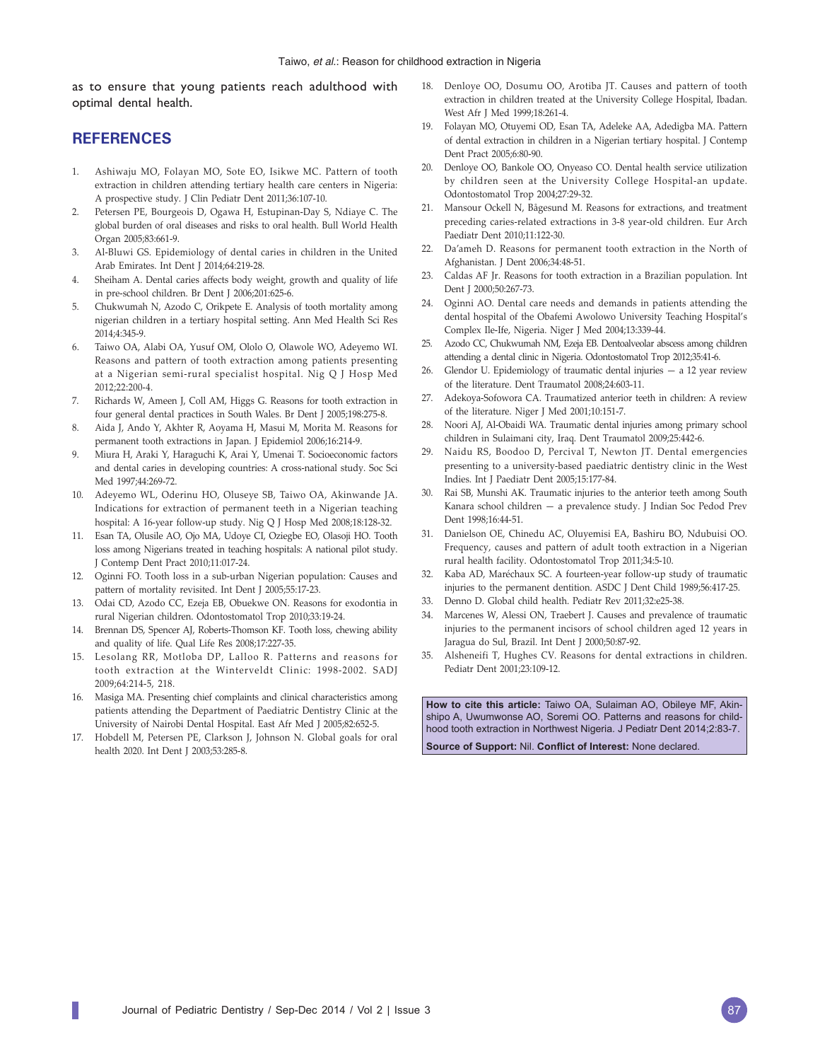as to ensure that young patients reach adulthood with optimal dental health.

## REFERENCES

1. Ashiwaju MO, Folayan MO, Sote EO, Isikwe MC. Pattern of tooth extraction in children attending tertiary health care centers in Nigeria: A prospective study. J Clin Pediatr Dent 2011;36:107-10.
2. Petersen PE, Bourgeois D, Ogawa H, Estupinan-Day S, Ndiaye C. The global burden of oral diseases and risks to oral health. Bull World Health Organ 2005;83:661-9.
3. Al-Bluwi GS. Epidemiology of dental caries in children in the United Arab Emirates. Int Dent J 2014;64:219-28.
4. Sheiham A. Dental caries affects body weight, growth and quality of life in pre-school children. Br Dent J 2006;201:625-6.
5. Chukwumah N, Azodo C, Orikpete E. Analysis of tooth mortality among nigerian children in a tertiary hospital setting. Ann Med Health Sci Res 2014;4:345-9.
6. Taiwo OA, Alabi OA, Yusuf OM, Ololo O, Olawole WO, Adeyemo WI. Reasons and pattern of tooth extraction among patients presenting at a Nigerian semi-rural specialist hospital. Nig Q J Hosp Med 2012;22:200-4.
7. Richards W, Ameen J, Coll AM, Higgs G. Reasons for tooth extraction in four general dental practices in South Wales. Br Dent J 2005;198:275-8.
8. Aida J, Ando Y, Akhter R, Aoyama H, Masui M, Morita M. Reasons for permanent tooth extractions in Japan. J Epidemiol 2006;16:214-9.
9. Miura H, Araki Y, Haraguchi K, Arai Y, Umenai T. Socioeconomic factors and dental caries in developing countries: A cross-national study. Soc Sci Med 1997;44:269-72.
10. Adeyemo WL, Oderinu HO, Oluseye SB, Taiwo OA, Akinwande JA. Indications for extraction of permanent teeth in a Nigerian teaching hospital: A 16-year follow-up study. Nig Q J Hosp Med 2008;18:128-32.
11. Esan TA, Olusile AO, Ojo MA, Udoye CI, Oziegbe EO, Olasoji HO. Tooth loss among Nigerians treated in teaching hospitals: A national pilot study. J Contemp Dent Pract 2010;11:017-24.
12. Oginni FO. Tooth loss in a sub-urban Nigerian population: Causes and pattern of mortality revisited. Int Dent J 2005;55:17-23.
13. Odai CD, Azodo CC, Ezeja EB, Obuekwe ON. Reasons for exodontia in rural Nigerian children. Odontostomatol Trop 2010;33:19-24.
14. Brennan DS, Spencer AJ, Roberts-Thomson KF. Tooth loss, chewing ability and quality of life. Qual Life Res 2008;17:227-35.
15. Lesolang RR, Motloba DP, Lalloo R. Patterns and reasons for tooth extraction at the Winterveldt Clinic: 1998-2002. SADJ 2009;64:214-5, 218.
16. Masiga MA. Presenting chief complaints and clinical characteristics among patients attending the Department of Paediatric Dentistry Clinic at the University of Nairobi Dental Hospital. East Afr Med J 2005;82:652-5.
17. Hobdell M, Petersen PE, Clarkson J, Johnson N. Global goals for oral health 2020. Int Dent J 2003;53:285-8.
18. Denloye OO, Dosumu OO, Arotiba JT. Causes and pattern of tooth extraction in children treated at the University College Hospital, Ibadan. West Afr J Med 1999;18:261-4.
19. Folayan MO, Otuyemi OD, Esan TA, Adeleke AA, Adedigba MA. Pattern of dental extraction in children in a Nigerian tertiary hospital. J Contemp Dent Pract 2005;6:80-90.
20. Denloye OO, Bankole OO, Onyeaso CO. Dental health service utilization by children seen at the University College Hospital-an update. Odontostomatol Trop 2004;27:29-32.
21. Mansour Ockell N, Bågesund M. Reasons for extractions, and treatment preceding caries-related extractions in 3-8 year-old children. Eur Arch Paediatr Dent 2010;11:122-30.
22. Da'ameh D. Reasons for permanent tooth extraction in the North of Afghanistan. J Dent 2006;34:48-51.
23. Caldas AF Jr. Reasons for tooth extraction in a Brazilian population. Int Dent J 2000;50:267-73.
24. Oginni AO. Dental care needs and demands in patients attending the dental hospital of the Obafemi Awolowo University Teaching Hospital's Complex Ile-Ife, Nigeria. Niger J Med 2004;13:339-44.
25. Azodo CC, Chukwumah NM, Ezeja EB. Dentoalveolar abscess among children attending a dental clinic in Nigeria. Odontostomatol Trop 2012;35:41-6.
26. Glendor U. Epidemiology of traumatic dental injuries — a 12 year review of the literature. Dent Traumatol 2008;24:603-11.
27. Adekoya-Sofowora CA. Traumatized anterior teeth in children: A review of the literature. Niger J Med 2001;10:151-7.
28. Noori AJ, Al-Obaidi WA. Traumatic dental injuries among primary school children in Sulaimani city, Iraq. Dent Traumatol 2009;25:442-6.
29. Naidu RS, Boodoo D, Percival T, Newton JT. Dental emergencies presenting to a university-based paediatric dentistry clinic in the West Indies. Int J Paediatr Dent 2005;15:177-84.
30. Rai SB, Munshi AK. Traumatic injuries to the anterior teeth among South Kanara school children — a prevalence study. J Indian Soc Pedod Prev Dent 1998;16:44-51.
31. Danielson OE, Chinedu AC, Oluyemisi EA, Bashiru BO, Ndubuisi OO. Frequency, causes and pattern of adult tooth extraction in a Nigerian rural health facility. Odontostomatol Trop 2011;34:5-10.
32. Kaba AD, Maréchaux SC. A fourteen-year follow-up study of traumatic injuries to the permanent dentition. ASDC J Dent Child 1989;56:417-25.
33. Denno D. Global child health. Pediatr Rev 2011;32:e25-38.
34. Marcenes W, Alessi ON, Traebert J. Causes and prevalence of traumatic injuries to the permanent incisors of school children aged 12 years in Jaragua do Sul, Brazil. Int Dent J 2000;50:87-92.
35. Alsheneifi T, Hughes CV. Reasons for dental extractions in children. Pediatr Dent 2001;23:109-12.

**How to cite this article:** Taiwo OA, Sulaiman AO, Obileye MF, Akinshipo A, Uwumwonse AO, Soremi OO. Patterns and reasons for childhood tooth extraction in Northwest Nigeria. J Pediatr Dent 2014;2:83-7.

**Source of Support:** Nil. **Conflict of Interest:** None declared.